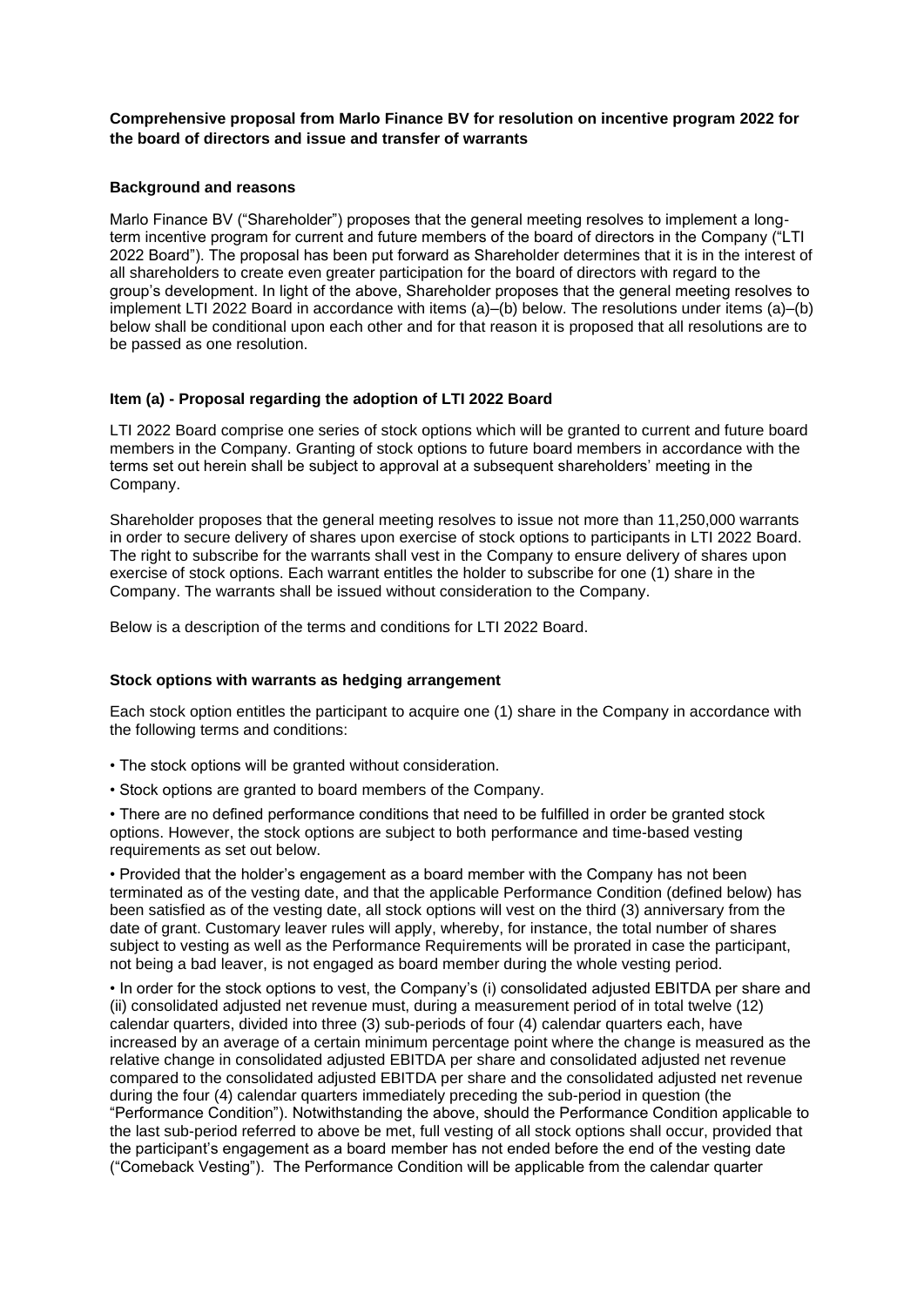**Comprehensive proposal from Marlo Finance BV for resolution on incentive program 2022 for the board of directors and issue and transfer of warrants**

**Background and reasons**

Marlo Finance BV ("Shareholder") proposes that the general meeting resolves to implement a long-term incentive program for current and future members of the board of directors in the Company ("LTI 2022 Board"). The proposal has been put forward as Shareholder determines that it is in the interest of all shareholders to create even greater participation for the board of directors with regard to the group's development. In light of the above, Shareholder proposes that the general meeting resolves to implement LTI 2022 Board in accordance with items (a)–(b) below. The resolutions under items (a)–(b) below shall be conditional upon each other and for that reason it is proposed that all resolutions are to be passed as one resolution.

**Item (a) - Proposal regarding the adoption of LTI 2022 Board**

LTI 2022 Board comprise one series of stock options which will be granted to current and future board members in the Company. Granting of stock options to future board members in accordance with the terms set out herein shall be subject to approval at a subsequent shareholders' meeting in the Company.

Shareholder proposes that the general meeting resolves to issue not more than 11,250,000 warrants in order to secure delivery of shares upon exercise of stock options to participants in LTI 2022 Board. The right to subscribe for the warrants shall vest in the Company to ensure delivery of shares upon exercise of stock options. Each warrant entitles the holder to subscribe for one (1) share in the Company. The warrants shall be issued without consideration to the Company.

Below is a description of the terms and conditions for LTI 2022 Board.

**Stock options with warrants as hedging arrangement**

Each stock option entitles the participant to acquire one (1) share in the Company in accordance with the following terms and conditions:

• The stock options will be granted without consideration.

• Stock options are granted to board members of the Company.

• There are no defined performance conditions that need to be fulfilled in order be granted stock options. However, the stock options are subject to both performance and time-based vesting requirements as set out below.

• Provided that the holder's engagement as a board member with the Company has not been terminated as of the vesting date, and that the applicable Performance Condition (defined below) has been satisfied as of the vesting date, all stock options will vest on the third (3) anniversary from the date of grant. Customary leaver rules will apply, whereby, for instance, the total number of shares subject to vesting as well as the Performance Requirements will be prorated in case the participant, not being a bad leaver, is not engaged as board member during the whole vesting period.

• In order for the stock options to vest, the Company's (i) consolidated adjusted EBITDA per share and (ii) consolidated adjusted net revenue must, during a measurement period of in total twelve (12) calendar quarters, divided into three (3) sub-periods of four (4) calendar quarters each, have increased by an average of a certain minimum percentage point where the change is measured as the relative change in consolidated adjusted EBITDA per share and consolidated adjusted net revenue compared to the consolidated adjusted EBITDA per share and the consolidated adjusted net revenue during the four (4) calendar quarters immediately preceding the sub-period in question (the "Performance Condition"). Notwithstanding the above, should the Performance Condition applicable to the last sub-period referred to above be met, full vesting of all stock options shall occur, provided that the participant's engagement as a board member has not ended before the end of the vesting date ("Comeback Vesting"). The Performance Condition will be applicable from the calendar quarter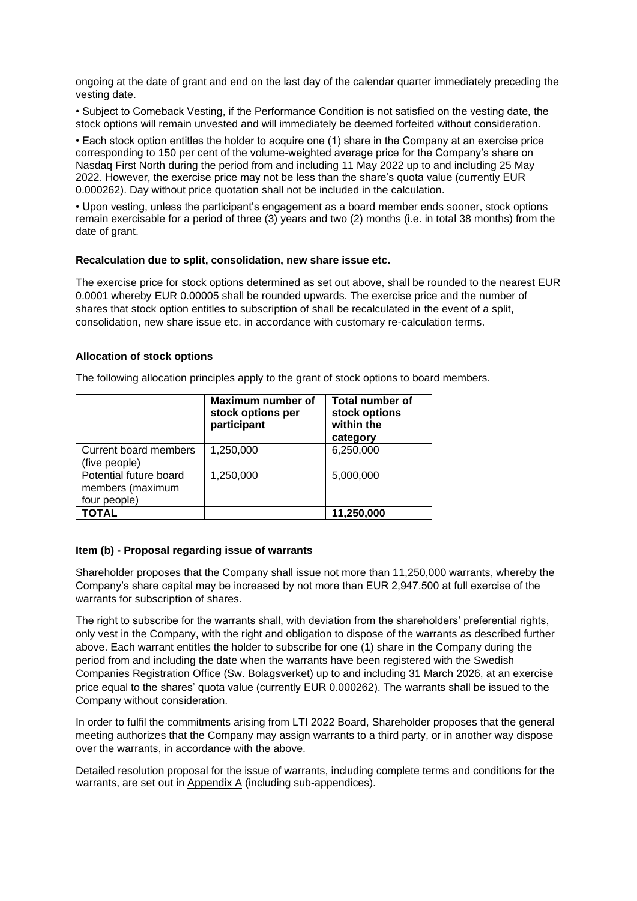ongoing at the date of grant and end on the last day of the calendar quarter immediately preceding the vesting date.

- Subject to Comeback Vesting, if the Performance Condition is not satisfied on the vesting date, the stock options will remain unvested and will immediately be deemed forfeited without consideration.
- Each stock option entitles the holder to acquire one (1) share in the Company at an exercise price corresponding to 150 per cent of the volume-weighted average price for the Company's share on Nasdaq First North during the period from and including 11 May 2022 up to and including 25 May 2022. However, the exercise price may not be less than the share's quota value (currently EUR 0.000262). Day without price quotation shall not be included in the calculation.
- Upon vesting, unless the participant's engagement as a board member ends sooner, stock options remain exercisable for a period of three (3) years and two (2) months (i.e. in total 38 months) from the date of grant.

**Recalculation due to split, consolidation, new share issue etc.**

The exercise price for stock options determined as set out above, shall be rounded to the nearest EUR 0.0001 whereby EUR 0.00005 shall be rounded upwards. The exercise price and the number of shares that stock option entitles to subscription of shall be recalculated in the event of a split, consolidation, new share issue etc. in accordance with customary re-calculation terms.

**Allocation of stock options**

The following allocation principles apply to the grant of stock options to board members.

| | **Maximum number of stock options per participant** | **Total number of stock options within the category** |
|---|---|---|
| Current board members (five people) | 1,250,000 | 6,250,000 |
| Potential future board members (maximum four people) | 1,250,000 | 5,000,000 |
| **TOTAL** | | **11,250,000** |

**Item (b) - Proposal regarding issue of warrants**

Shareholder proposes that the Company shall issue not more than 11,250,000 warrants, whereby the Company's share capital may be increased by not more than EUR 2,947.500 at full exercise of the warrants for subscription of shares.

The right to subscribe for the warrants shall, with deviation from the shareholders' preferential rights, only vest in the Company, with the right and obligation to dispose of the warrants as described further above. Each warrant entitles the holder to subscribe for one (1) share in the Company during the period from and including the date when the warrants have been registered with the Swedish Companies Registration Office (Sw. Bolagsverket) up to and including 31 March 2026, at an exercise price equal to the shares' quota value (currently EUR 0.000262). The warrants shall be issued to the Company without consideration.

In order to fulfil the commitments arising from LTI 2022 Board, Shareholder proposes that the general meeting authorizes that the Company may assign warrants to a third party, or in another way dispose over the warrants, in accordance with the above.

Detailed resolution proposal for the issue of warrants, including complete terms and conditions for the warrants, are set out in Appendix A (including sub-appendices).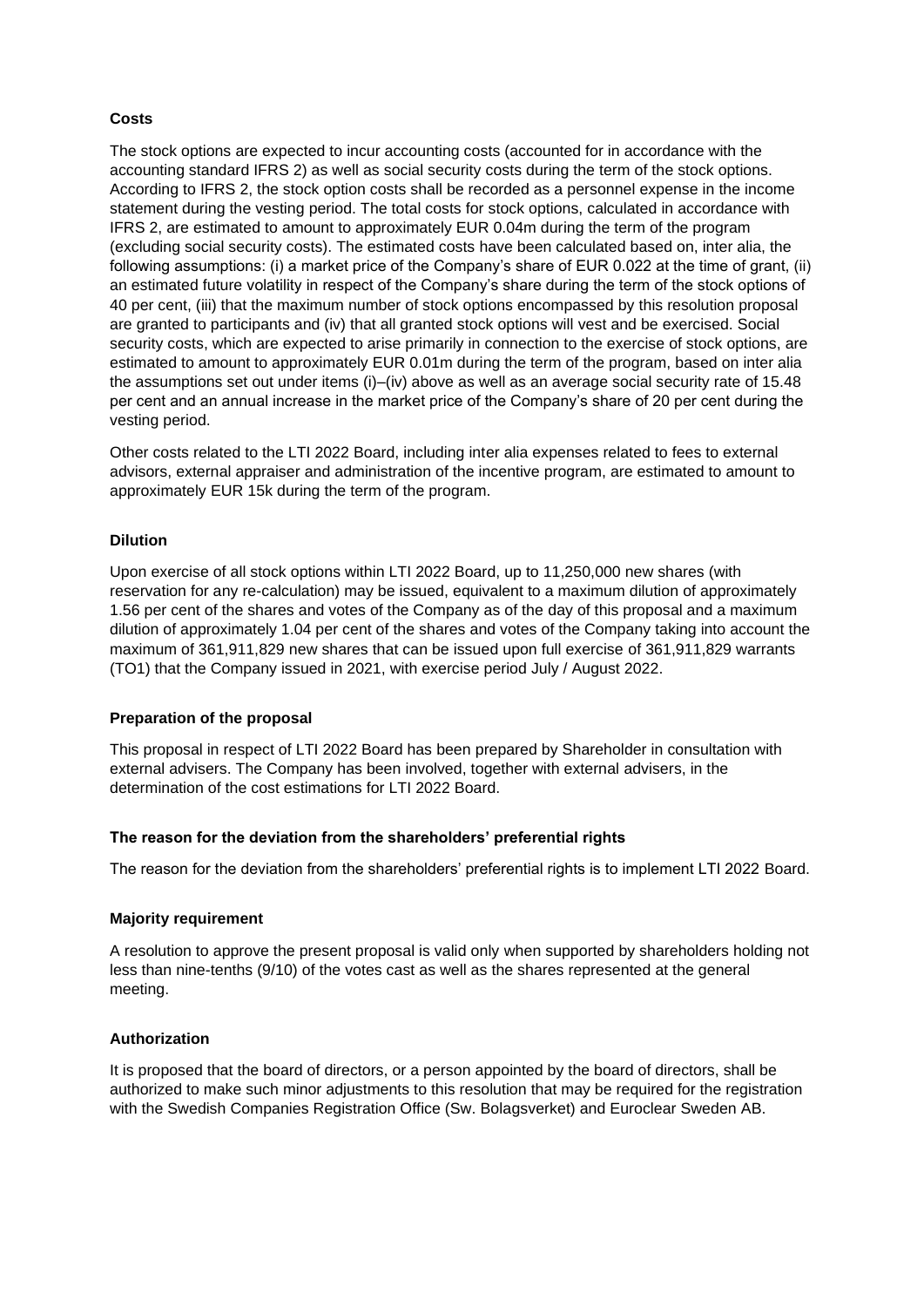**Costs**

The stock options are expected to incur accounting costs (accounted for in accordance with the accounting standard IFRS 2) as well as social security costs during the term of the stock options. According to IFRS 2, the stock option costs shall be recorded as a personnel expense in the income statement during the vesting period. The total costs for stock options, calculated in accordance with IFRS 2, are estimated to amount to approximately EUR 0.04m during the term of the program (excluding social security costs). The estimated costs have been calculated based on, inter alia, the following assumptions: (i) a market price of the Company's share of EUR 0.022 at the time of grant, (ii) an estimated future volatility in respect of the Company's share during the term of the stock options of 40 per cent, (iii) that the maximum number of stock options encompassed by this resolution proposal are granted to participants and (iv) that all granted stock options will vest and be exercised. Social security costs, which are expected to arise primarily in connection to the exercise of stock options, are estimated to amount to approximately EUR 0.01m during the term of the program, based on inter alia the assumptions set out under items (i)–(iv) above as well as an average social security rate of 15.48 per cent and an annual increase in the market price of the Company's share of 20 per cent during the vesting period.

Other costs related to the LTI 2022 Board, including inter alia expenses related to fees to external advisors, external appraiser and administration of the incentive program, are estimated to amount to approximately EUR 15k during the term of the program.

**Dilution**

Upon exercise of all stock options within LTI 2022 Board, up to 11,250,000 new shares (with reservation for any re-calculation) may be issued, equivalent to a maximum dilution of approximately 1.56 per cent of the shares and votes of the Company as of the day of this proposal and a maximum dilution of approximately 1.04 per cent of the shares and votes of the Company taking into account the maximum of 361,911,829 new shares that can be issued upon full exercise of 361,911,829 warrants (TO1) that the Company issued in 2021, with exercise period July / August 2022.

**Preparation of the proposal**

This proposal in respect of LTI 2022 Board has been prepared by Shareholder in consultation with external advisers. The Company has been involved, together with external advisers, in the determination of the cost estimations for LTI 2022 Board.

**The reason for the deviation from the shareholders' preferential rights**

The reason for the deviation from the shareholders' preferential rights is to implement LTI 2022 Board.

**Majority requirement**

A resolution to approve the present proposal is valid only when supported by shareholders holding not less than nine-tenths (9/10) of the votes cast as well as the shares represented at the general meeting.

**Authorization**

It is proposed that the board of directors, or a person appointed by the board of directors, shall be authorized to make such minor adjustments to this resolution that may be required for the registration with the Swedish Companies Registration Office (Sw. Bolagsverket) and Euroclear Sweden AB.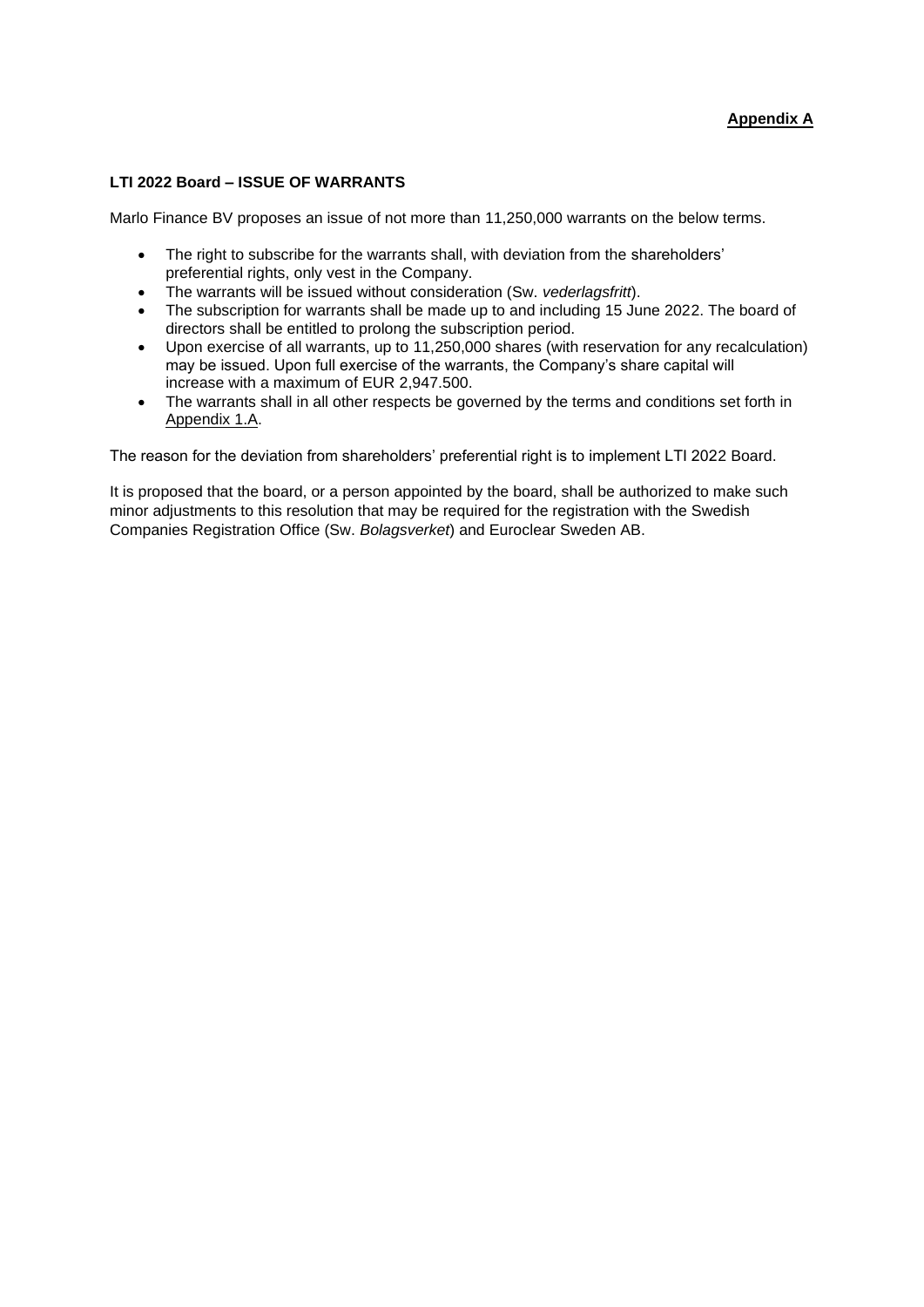**Appendix A**

**LTI 2022 Board – ISSUE OF WARRANTS**

Marlo Finance BV proposes an issue of not more than 11,250,000 warrants on the below terms.

- The right to subscribe for the warrants shall, with deviation from the shareholders' preferential rights, only vest in the Company.
- The warrants will be issued without consideration (Sw. *vederlagsfritt*).
- The subscription for warrants shall be made up to and including 15 June 2022. The board of directors shall be entitled to prolong the subscription period.
- Upon exercise of all warrants, up to 11,250,000 shares (with reservation for any recalculation) may be issued. Upon full exercise of the warrants, the Company's share capital will increase with a maximum of EUR 2,947.500.
- The warrants shall in all other respects be governed by the terms and conditions set forth in Appendix 1.A.

The reason for the deviation from shareholders' preferential right is to implement LTI 2022 Board.

It is proposed that the board, or a person appointed by the board, shall be authorized to make such minor adjustments to this resolution that may be required for the registration with the Swedish Companies Registration Office (Sw. *Bolagsverket*) and Euroclear Sweden AB.